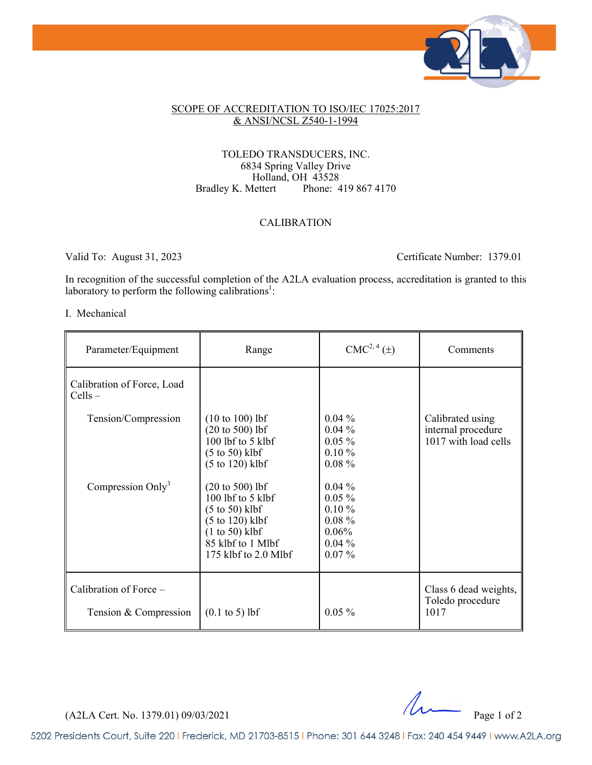SCOPE OF ACCREDITATION TO ISO/IEC 17025:2017
& ANSI/NCSL Z540-1-1994

TOLEDO TRANSDUCERS, INC.
6834 Spring Valley Drive
Holland, OH 43528
Bradley K. Mettert Phone: 419 867 4170

CALIBRATION

Valid To: August 31, 2023

Certificate Number: 1379.01

In recognition of the successful completion of the A2LA evaluation process, accreditation is granted to this laboratory to perform the following calibrations[1]:

I. Mechanical

| Parameter/Equipment | Range | CMC[2, 4] (±) | Comments |
|---|---|---|---|
| Calibration of Force, Load Cells – | | | |
| Tension/Compression | (10 to 100) lbf | 0.04 % | Calibrated using internal procedure 1017 with load cells |
| | (20 to 500) lbf | 0.04 % | |
| | 100 lbf to 5 klbf | 0.05 % | |
| | (5 to 50) klbf | 0.10 % | |
| | (5 to 120) klbf | 0.08 % | |
| Compression Only[3] | (20 to 500) lbf | 0.04 % | |
| | 100 lbf to 5 klbf | 0.05 % | |
| | (5 to 50) klbf | 0.10 % | |
| | (5 to 120) klbf | 0.08 % | |
| | (1 to 50) klbf | 0.06% | |
| | 85 klbf to 1 Mlbf | 0.04 % | |
| | 175 klbf to 2.0 Mlbf | 0.07 % | |
| Calibration of Force – Tension & Compression | (0.1 to 5) lbf | 0.05 % | Class 6 dead weights, Toledo procedure 1017 |

(A2LA Cert. No. 1379.01) 09/03/2021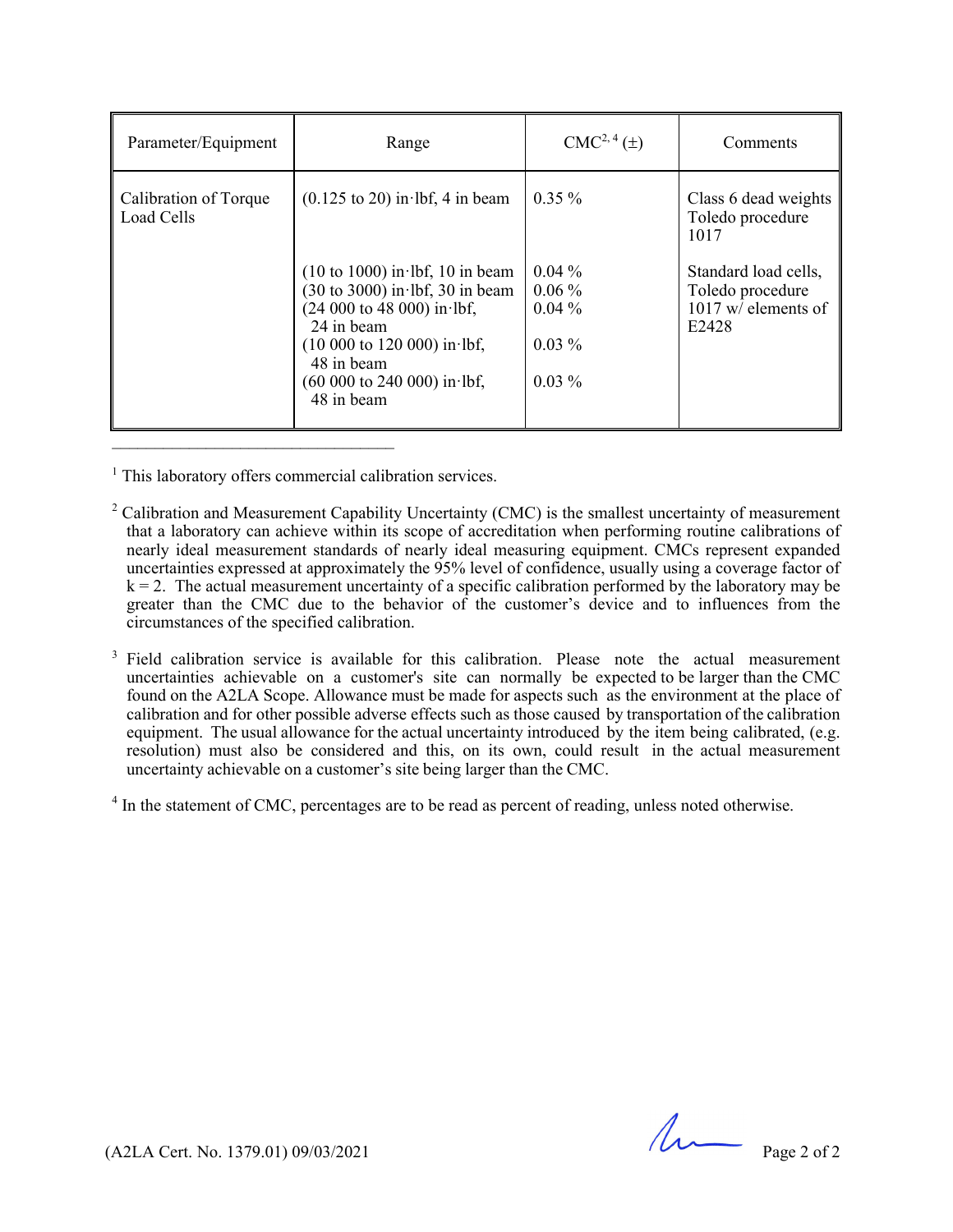| Parameter/Equipment | Range | CMC[2, 4] (±) | Comments |
|---|---|---|---|
| Calibration of Torque Load Cells | (0.125 to 20) in·lbf, 4 in beam | 0.35 % | Class 6 dead weights Toledo procedure 1017 |
| | (10 to 1000) in·lbf, 10 in beam<br>(30 to 3000) in·lbf, 30 in beam<br>(24 000 to 48 000) in·lbf, 24 in beam<br>(10 000 to 120 000) in·lbf, 48 in beam<br>(60 000 to 240 000) in·lbf, 48 in beam | 0.04 %<br>0.06 %<br>0.04 %<br>0.03 %<br>0.03 % | Standard load cells, Toledo procedure 1017 w/ elements of E2428 |

---

[1] This laboratory offers commercial calibration services.

[2] Calibration and Measurement Capability Uncertainty (CMC) is the smallest uncertainty of measurement that a laboratory can achieve within its scope of accreditation when performing routine calibrations of nearly ideal measurement standards of nearly ideal measuring equipment. CMCs represent expanded uncertainties expressed at approximately the 95% level of confidence, usually using a coverage factor of $k = 2$. The actual measurement uncertainty of a specific calibration performed by the laboratory may be greater than the CMC due to the behavior of the customer's device and to influences from the circumstances of the specified calibration.

[3] Field calibration service is available for this calibration. Please note the actual measurement uncertainties achievable on a customer's site can normally be expected to be larger than the CMC found on the A2LA Scope. Allowance must be made for aspects such as the environment at the place of calibration and for other possible adverse effects such as those caused by transportation of the calibration equipment. The usual allowance for the actual uncertainty introduced by the item being calibrated, (e.g. resolution) must also be considered and this, on its own, could result in the actual measurement uncertainty achievable on a customer's site being larger than the CMC.

[4] In the statement of CMC, percentages are to be read as percent of reading, unless noted otherwise.

(A2LA Cert. No. 1379.01) 09/03/2021